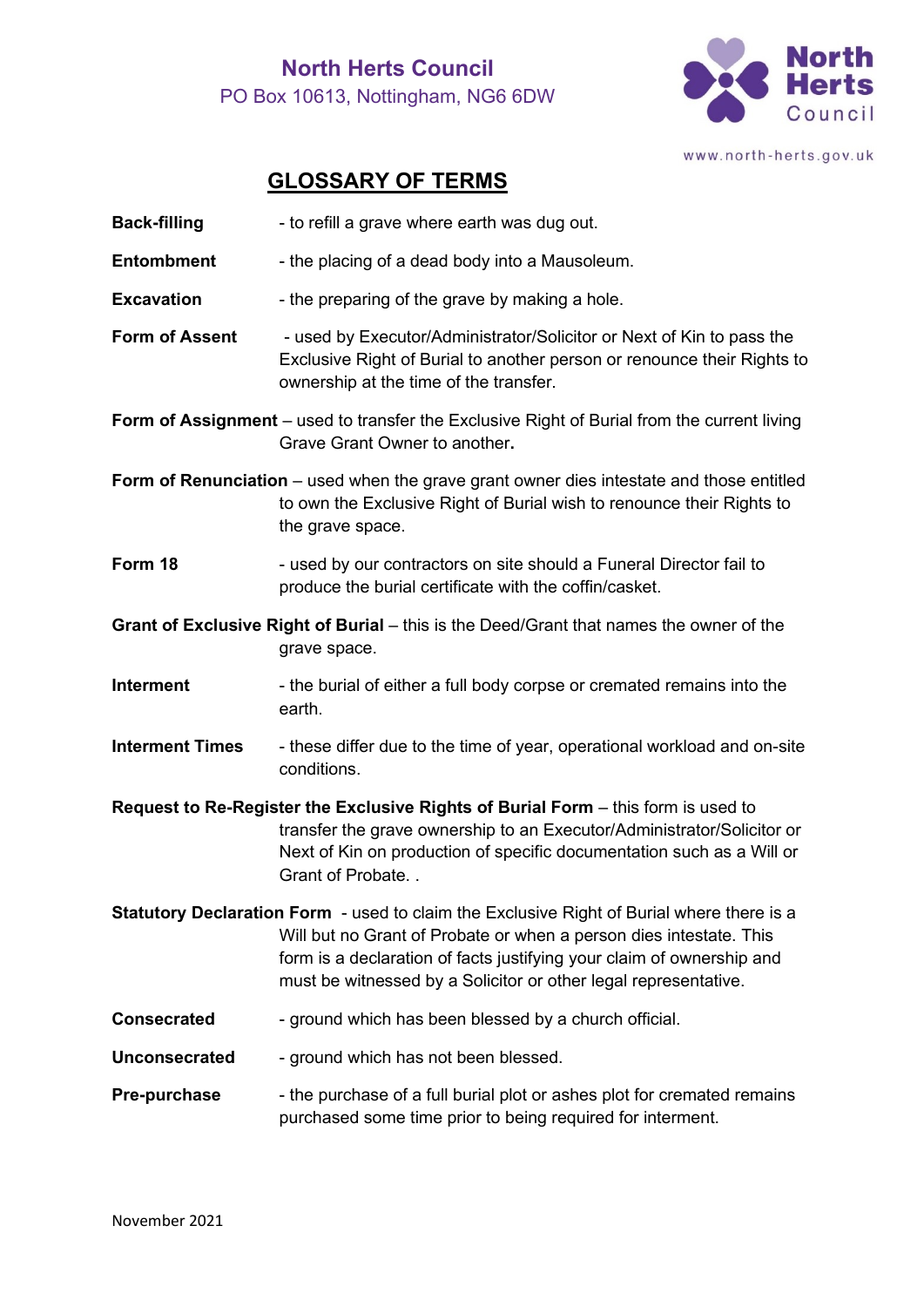# North Herts Council

PO Box 10613, Nottingham, NG6 6DW

www.north-herts.gov.uk

## GLOSSARY OF TERMS

**Back-filling** - to refill a grave where earth was dug out.

**Entombment** - the placing of a dead body into a Mausoleum.

**Excavation** - the preparing of the grave by making a hole.

**Form of Assent** - used by Executor/Administrator/Solicitor or Next of Kin to pass the Exclusive Right of Burial to another person or renounce their Rights to ownership at the time of the transfer.

**Form of Assignment** – used to transfer the Exclusive Right of Burial from the current living Grave Grant Owner to another**.**

**Form of Renunciation** – used when the grave grant owner dies intestate and those entitled to own the Exclusive Right of Burial wish to renounce their Rights to the grave space.

**Form 18** - used by our contractors on site should a Funeral Director fail to produce the burial certificate with the coffin/casket.

**Grant of Exclusive Right of Burial** – this is the Deed/Grant that names the owner of the grave space.

**Interment** - the burial of either a full body corpse or cremated remains into the earth.

**Interment Times** - these differ due to the time of year, operational workload and on-site conditions.

**Request to Re-Register the Exclusive Rights of Burial Form** – this form is used to transfer the grave ownership to an Executor/Administrator/Solicitor or Next of Kin on production of specific documentation such as a Will or Grant of Probate. .

**Statutory Declaration Form** - used to claim the Exclusive Right of Burial where there is a Will but no Grant of Probate or when a person dies intestate. This form is a declaration of facts justifying your claim of ownership and must be witnessed by a Solicitor or other legal representative.

**Consecrated** - ground which has been blessed by a church official.

**Unconsecrated** - ground which has not been blessed.

**Pre-purchase** - the purchase of a full burial plot or ashes plot for cremated remains purchased some time prior to being required for interment.

November 2021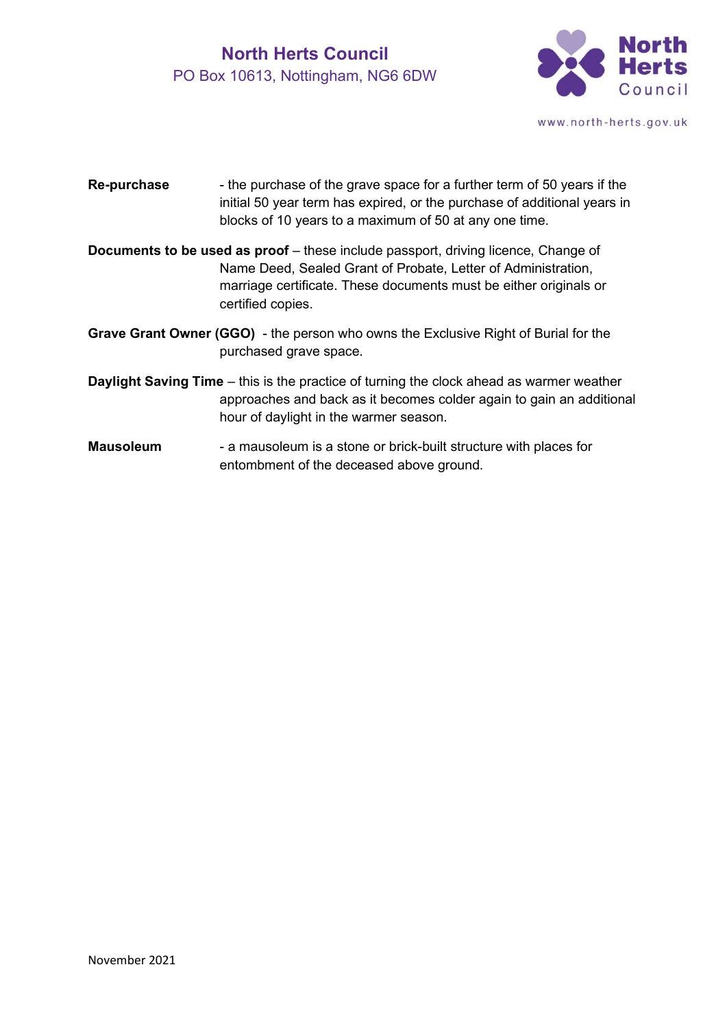**Re-purchase** - the purchase of the grave space for a further term of 50 years if the initial 50 year term has expired, or the purchase of additional years in blocks of 10 years to a maximum of 50 at any one time.

**Documents to be used as proof** – these include passport, driving licence, Change of Name Deed, Sealed Grant of Probate, Letter of Administration, marriage certificate. These documents must be either originals or certified copies.

**Grave Grant Owner (GGO)** - the person who owns the Exclusive Right of Burial for the purchased grave space.

**Daylight Saving Time** – this is the practice of turning the clock ahead as warmer weather approaches and back as it becomes colder again to gain an additional hour of daylight in the warmer season.

**Mausoleum** - a mausoleum is a stone or brick-built structure with places for entombment of the deceased above ground.

November 2021